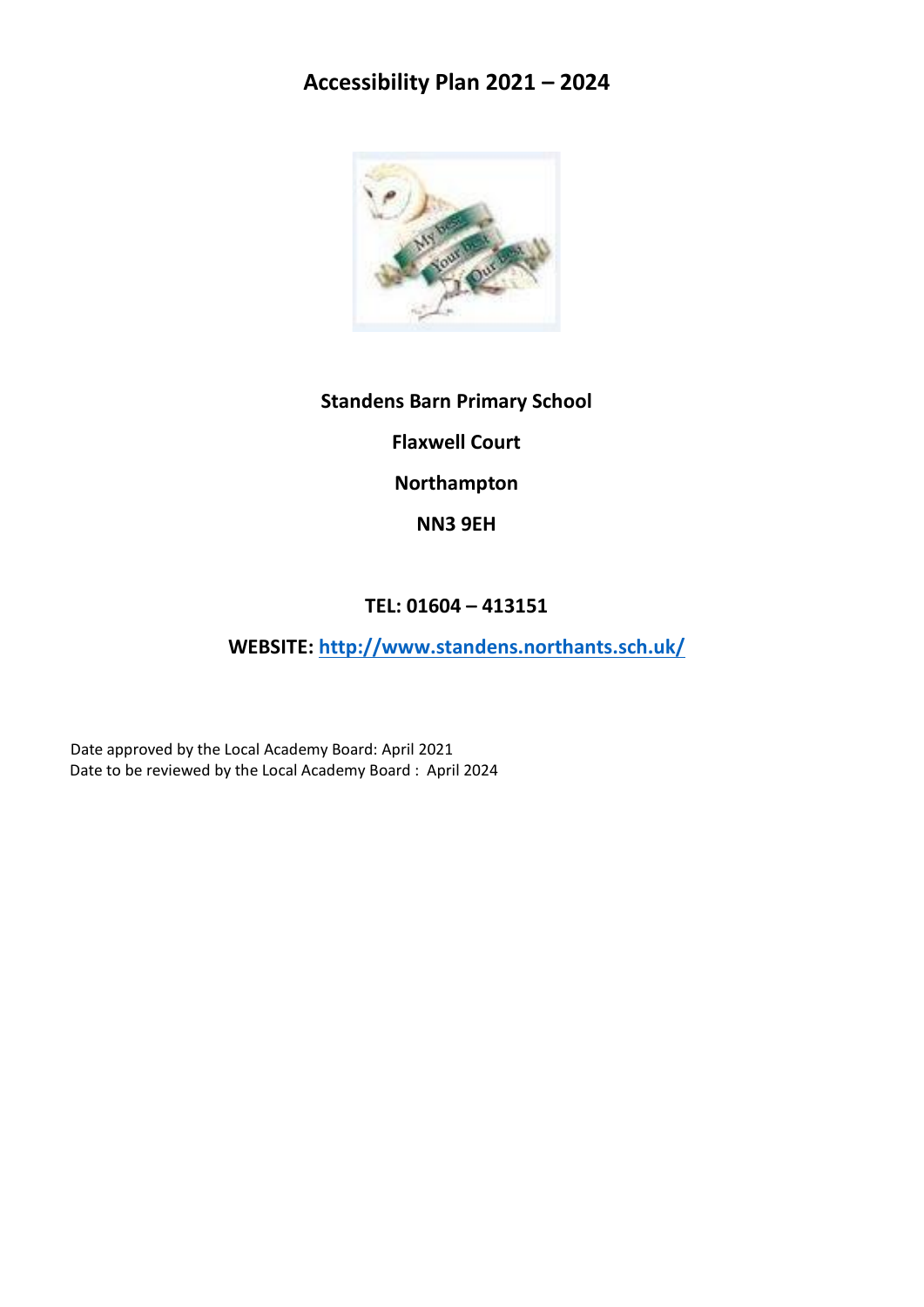# Accessibility Plan 2021 – 2024

**Standens Barn Primary School**

**Flaxwell Court**

**Northampton**

**NN3 9EH**

**TEL: 01604 – 413151**

**WEBSITE: [http://www.standens.northants.sch.uk/](http://www.standens.northants.sch.uk/)**

Date approved by the Local Academy Board: April 2021
Date to be reviewed by the Local Academy Board : April 2024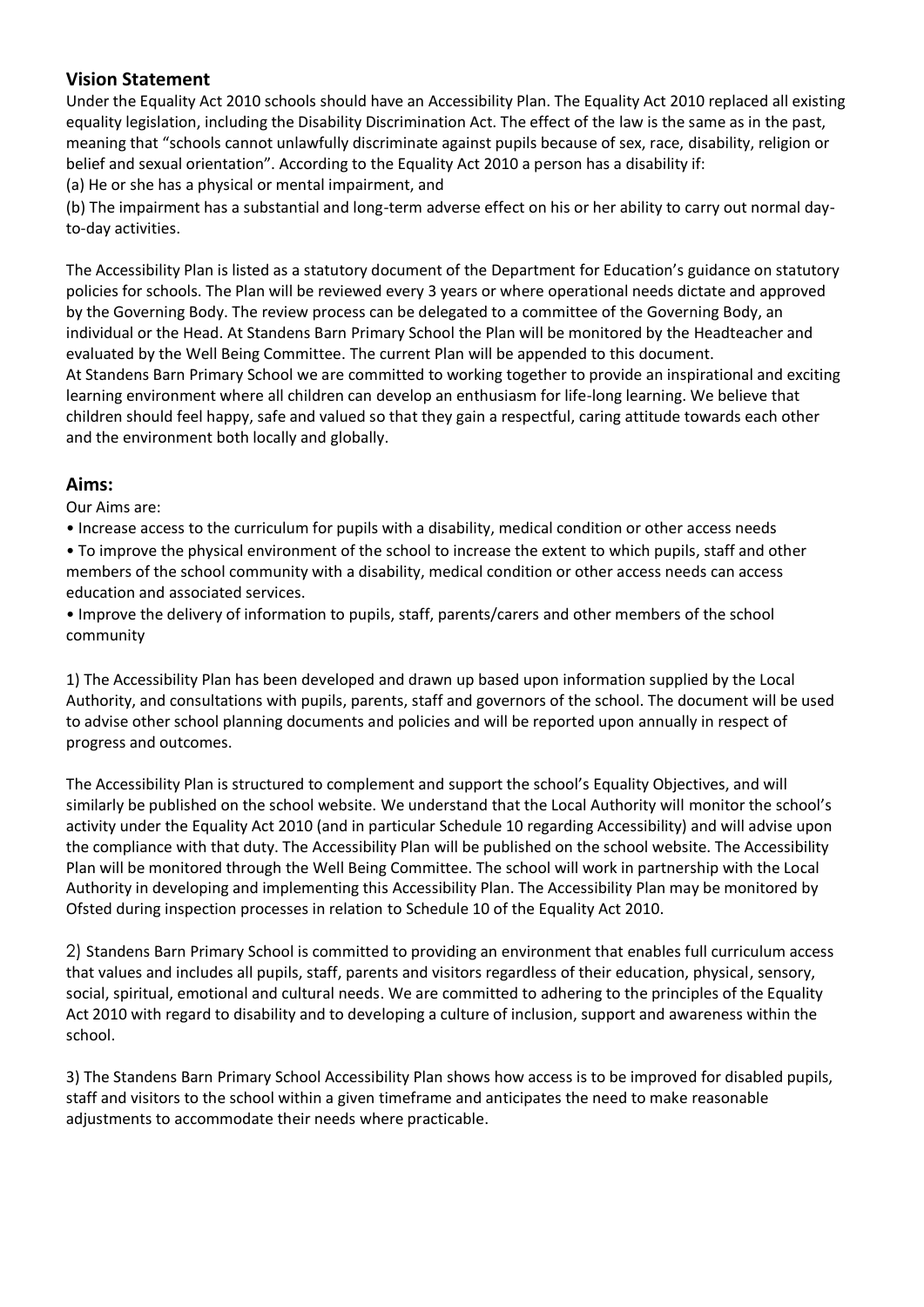## Vision Statement

Under the Equality Act 2010 schools should have an Accessibility Plan. The Equality Act 2010 replaced all existing equality legislation, including the Disability Discrimination Act. The effect of the law is the same as in the past, meaning that "schools cannot unlawfully discriminate against pupils because of sex, race, disability, religion or belief and sexual orientation". According to the Equality Act 2010 a person has a disability if:

(a) He or she has a physical or mental impairment, and

(b) The impairment has a substantial and long-term adverse effect on his or her ability to carry out normal day-to-day activities.

The Accessibility Plan is listed as a statutory document of the Department for Education's guidance on statutory policies for schools. The Plan will be reviewed every 3 years or where operational needs dictate and approved by the Governing Body. The review process can be delegated to a committee of the Governing Body, an individual or the Head. At Standens Barn Primary School the Plan will be monitored by the Headteacher and evaluated by the Well Being Committee. The current Plan will be appended to this document.

At Standens Barn Primary School we are committed to working together to provide an inspirational and exciting learning environment where all children can develop an enthusiasm for life-long learning. We believe that children should feel happy, safe and valued so that they gain a respectful, caring attitude towards each other and the environment both locally and globally.

## Aims:

Our Aims are:

- Increase access to the curriculum for pupils with a disability, medical condition or other access needs
- To improve the physical environment of the school to increase the extent to which pupils, staff and other members of the school community with a disability, medical condition or other access needs can access education and associated services.
- Improve the delivery of information to pupils, staff, parents/carers and other members of the school community

1) The Accessibility Plan has been developed and drawn up based upon information supplied by the Local Authority, and consultations with pupils, parents, staff and governors of the school. The document will be used to advise other school planning documents and policies and will be reported upon annually in respect of progress and outcomes.

The Accessibility Plan is structured to complement and support the school's Equality Objectives, and will similarly be published on the school website. We understand that the Local Authority will monitor the school's activity under the Equality Act 2010 (and in particular Schedule 10 regarding Accessibility) and will advise upon the compliance with that duty. The Accessibility Plan will be published on the school website. The Accessibility Plan will be monitored through the Well Being Committee. The school will work in partnership with the Local Authority in developing and implementing this Accessibility Plan. The Accessibility Plan may be monitored by Ofsted during inspection processes in relation to Schedule 10 of the Equality Act 2010.

2) Standens Barn Primary School is committed to providing an environment that enables full curriculum access that values and includes all pupils, staff, parents and visitors regardless of their education, physical, sensory, social, spiritual, emotional and cultural needs. We are committed to adhering to the principles of the Equality Act 2010 with regard to disability and to developing a culture of inclusion, support and awareness within the school.

3) The Standens Barn Primary School Accessibility Plan shows how access is to be improved for disabled pupils, staff and visitors to the school within a given timeframe and anticipates the need to make reasonable adjustments to accommodate their needs where practicable.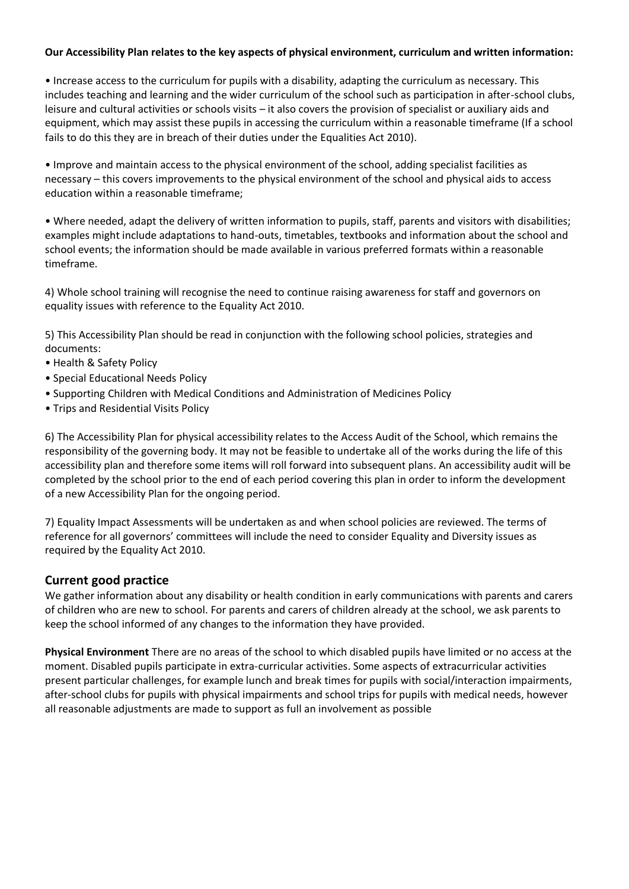**Our Accessibility Plan relates to the key aspects of physical environment, curriculum and written information:**

• Increase access to the curriculum for pupils with a disability, adapting the curriculum as necessary. This includes teaching and learning and the wider curriculum of the school such as participation in after-school clubs, leisure and cultural activities or schools visits – it also covers the provision of specialist or auxiliary aids and equipment, which may assist these pupils in accessing the curriculum within a reasonable timeframe (If a school fails to do this they are in breach of their duties under the Equalities Act 2010).

• Improve and maintain access to the physical environment of the school, adding specialist facilities as necessary – this covers improvements to the physical environment of the school and physical aids to access education within a reasonable timeframe;

• Where needed, adapt the delivery of written information to pupils, staff, parents and visitors with disabilities; examples might include adaptations to hand-outs, timetables, textbooks and information about the school and school events; the information should be made available in various preferred formats within a reasonable timeframe.

4) Whole school training will recognise the need to continue raising awareness for staff and governors on equality issues with reference to the Equality Act 2010.

5) This Accessibility Plan should be read in conjunction with the following school policies, strategies and documents:

- Health & Safety Policy
- Special Educational Needs Policy
- Supporting Children with Medical Conditions and Administration of Medicines Policy
- Trips and Residential Visits Policy

6) The Accessibility Plan for physical accessibility relates to the Access Audit of the School, which remains the responsibility of the governing body. It may not be feasible to undertake all of the works during the life of this accessibility plan and therefore some items will roll forward into subsequent plans. An accessibility audit will be completed by the school prior to the end of each period covering this plan in order to inform the development of a new Accessibility Plan for the ongoing period.

7) Equality Impact Assessments will be undertaken as and when school policies are reviewed. The terms of reference for all governors' committees will include the need to consider Equality and Diversity issues as required by the Equality Act 2010.

## Current good practice

We gather information about any disability or health condition in early communications with parents and carers of children who are new to school. For parents and carers of children already at the school, we ask parents to keep the school informed of any changes to the information they have provided.

**Physical Environment** There are no areas of the school to which disabled pupils have limited or no access at the moment. Disabled pupils participate in extra-curricular activities. Some aspects of extracurricular activities present particular challenges, for example lunch and break times for pupils with social/interaction impairments, after-school clubs for pupils with physical impairments and school trips for pupils with medical needs, however all reasonable adjustments are made to support as full an involvement as possible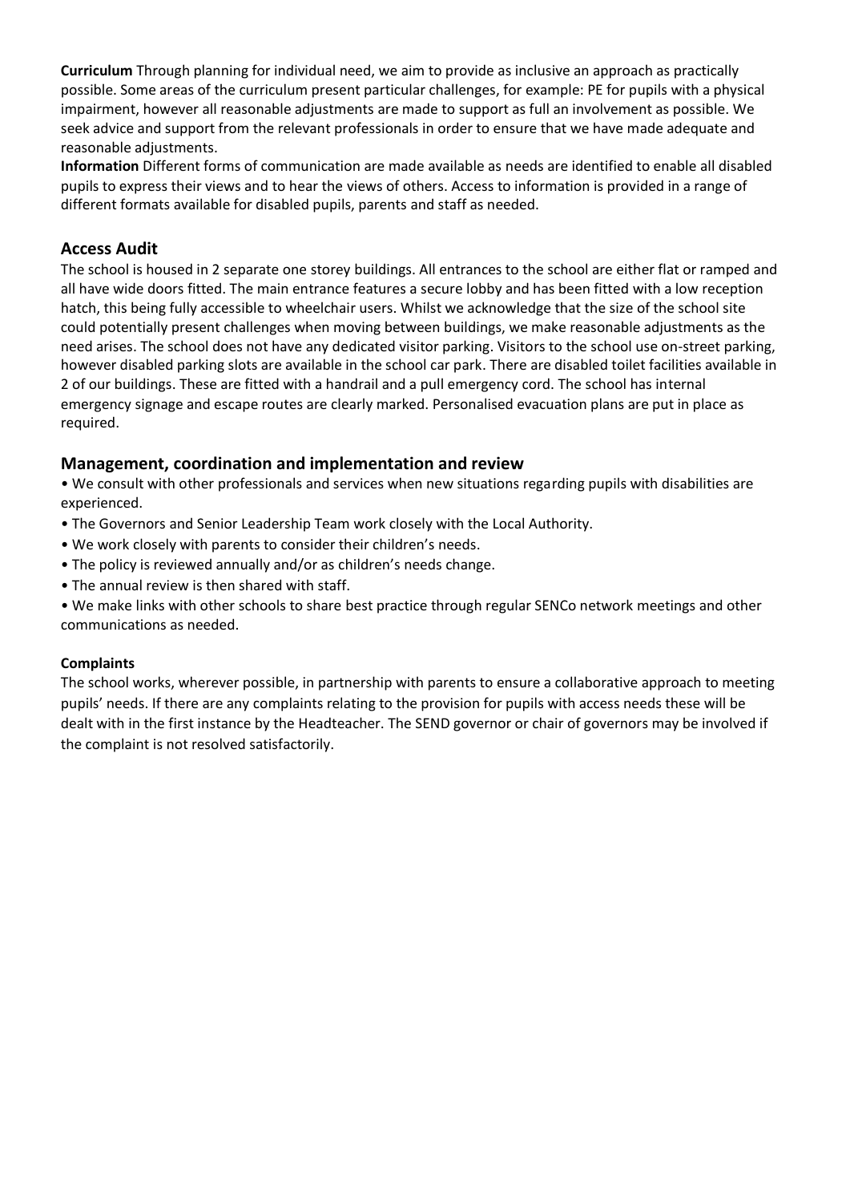**Curriculum** Through planning for individual need, we aim to provide as inclusive an approach as practically possible. Some areas of the curriculum present particular challenges, for example: PE for pupils with a physical impairment, however all reasonable adjustments are made to support as full an involvement as possible. We seek advice and support from the relevant professionals in order to ensure that we have made adequate and reasonable adjustments.

**Information** Different forms of communication are made available as needs are identified to enable all disabled pupils to express their views and to hear the views of others. Access to information is provided in a range of different formats available for disabled pupils, parents and staff as needed.

## Access Audit

The school is housed in 2 separate one storey buildings. All entrances to the school are either flat or ramped and all have wide doors fitted. The main entrance features a secure lobby and has been fitted with a low reception hatch, this being fully accessible to wheelchair users. Whilst we acknowledge that the size of the school site could potentially present challenges when moving between buildings, we make reasonable adjustments as the need arises. The school does not have any dedicated visitor parking. Visitors to the school use on-street parking, however disabled parking slots are available in the school car park. There are disabled toilet facilities available in 2 of our buildings. These are fitted with a handrail and a pull emergency cord. The school has internal emergency signage and escape routes are clearly marked. Personalised evacuation plans are put in place as required.

## Management, coordination and implementation and review

- We consult with other professionals and services when new situations regarding pupils with disabilities are experienced.
- The Governors and Senior Leadership Team work closely with the Local Authority.
- We work closely with parents to consider their children's needs.
- The policy is reviewed annually and/or as children's needs change.
- The annual review is then shared with staff.
- We make links with other schools to share best practice through regular SENCo network meetings and other communications as needed.

**Complaints**

The school works, wherever possible, in partnership with parents to ensure a collaborative approach to meeting pupils' needs. If there are any complaints relating to the provision for pupils with access needs these will be dealt with in the first instance by the Headteacher. The SEND governor or chair of governors may be involved if the complaint is not resolved satisfactorily.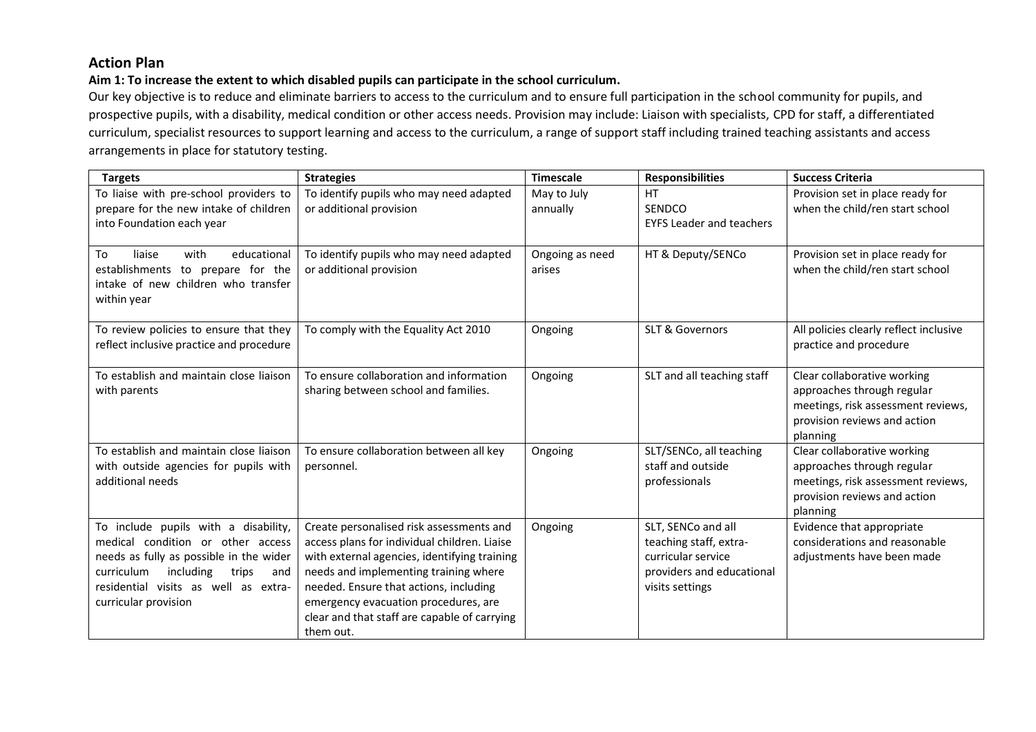## Action Plan

**Aim 1: To increase the extent to which disabled pupils can participate in the school curriculum.**

Our key objective is to reduce and eliminate barriers to access to the curriculum and to ensure full participation in the school community for pupils, and prospective pupils, with a disability, medical condition or other access needs. Provision may include: Liaison with specialists, CPD for staff, a differentiated curriculum, specialist resources to support learning and access to the curriculum, a range of support staff including trained teaching assistants and access arrangements in place for statutory testing.

| Targets | Strategies | Timescale | Responsibilities | Success Criteria |
|---|---|---|---|---|
| To liaise with pre-school providers to prepare for the new intake of children into Foundation each year | To identify pupils who may need adapted or additional provision | May to July annually | HT<br>SENDCO<br>EYFS Leader and teachers | Provision set in place ready for when the child/ren start school |
| To liaise with educational establishments to prepare for the intake of new children who transfer within year | To identify pupils who may need adapted or additional provision | Ongoing as need arises | HT & Deputy/SENCo | Provision set in place ready for when the child/ren start school |
| To review policies to ensure that they reflect inclusive practice and procedure | To comply with the Equality Act 2010 | Ongoing | SLT & Governors | All policies clearly reflect inclusive practice and procedure |
| To establish and maintain close liaison with parents | To ensure collaboration and information sharing between school and families. | Ongoing | SLT and all teaching staff | Clear collaborative working approaches through regular meetings, risk assessment reviews, provision reviews and action planning |
| To establish and maintain close liaison with outside agencies for pupils with additional needs | To ensure collaboration between all key personnel. | Ongoing | SLT/SENCo, all teaching staff and outside professionals | Clear collaborative working approaches through regular meetings, risk assessment reviews, provision reviews and action planning |
| To include pupils with a disability, medical condition or other access needs as fully as possible in the wider curriculum including trips and residential visits as well as extra-curricular provision | Create personalised risk assessments and access plans for individual children. Liaise with external agencies, identifying training needs and implementing training where needed. Ensure that actions, including emergency evacuation procedures, are clear and that staff are capable of carrying them out. | Ongoing | SLT, SENCo and all teaching staff, extra-curricular service providers and educational visits settings | Evidence that appropriate considerations and reasonable adjustments have been made |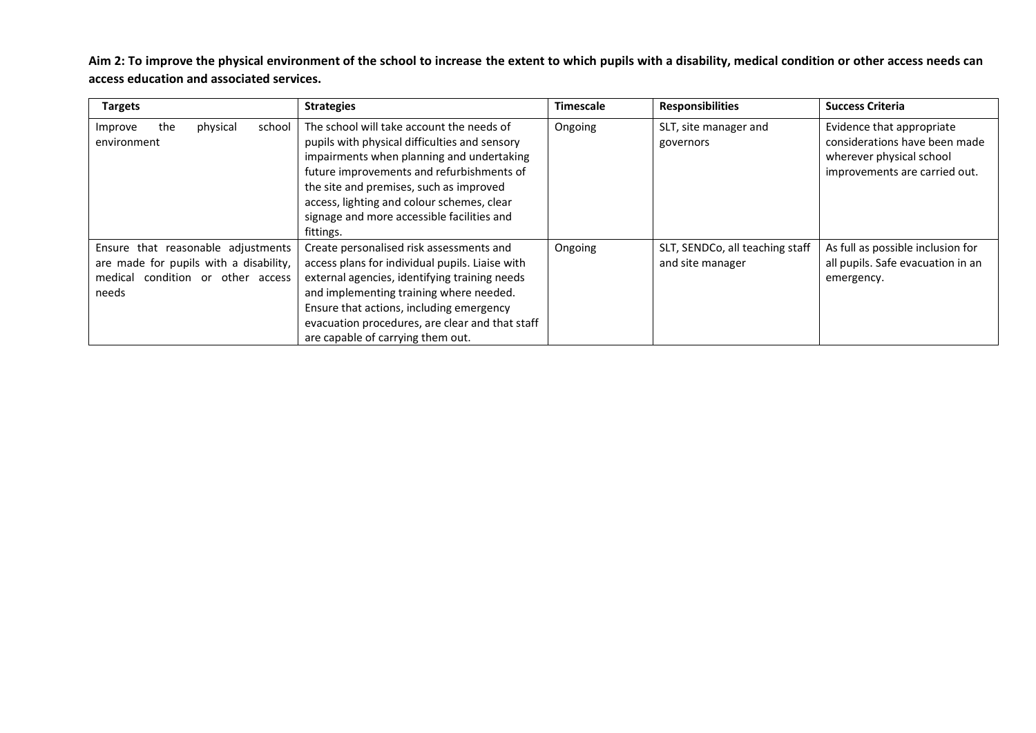**Aim 2: To improve the physical environment of the school to increase the extent to which pupils with a disability, medical condition or other access needs can access education and associated services.**

| Targets | Strategies | Timescale | Responsibilities | Success Criteria |
|---|---|---|---|---|
| Improve the physical school environment | The school will take account the needs of pupils with physical difficulties and sensory impairments when planning and undertaking future improvements and refurbishments of the site and premises, such as improved access, lighting and colour schemes, clear signage and more accessible facilities and fittings. | Ongoing | SLT, site manager and governors | Evidence that appropriate considerations have been made wherever physical school improvements are carried out. |
| Ensure that reasonable adjustments are made for pupils with a disability, medical condition or other access needs | Create personalised risk assessments and access plans for individual pupils. Liaise with external agencies, identifying training needs and implementing training where needed. Ensure that actions, including emergency evacuation procedures, are clear and that staff are capable of carrying them out. | Ongoing | SLT, SENDCo, all teaching staff and site manager | As full as possible inclusion for all pupils. Safe evacuation in an emergency. |